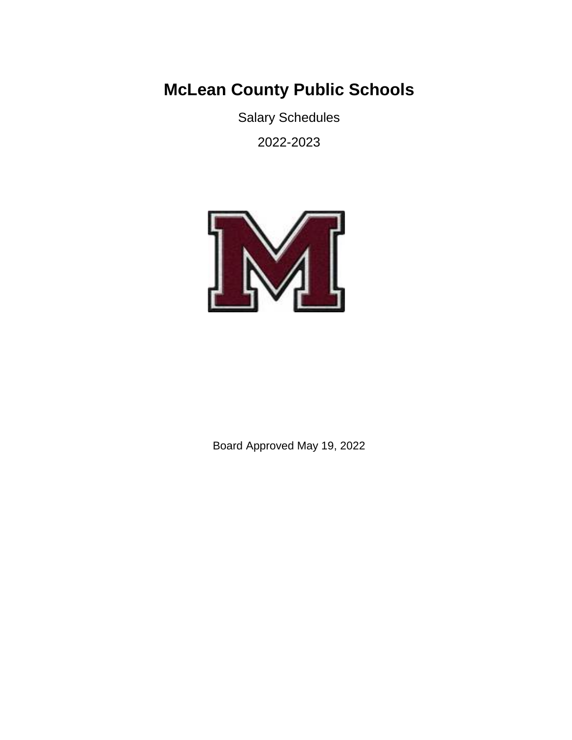# McLean County Public Schools

Salary Schedules

2022-2023

Board Approved May 19, 2022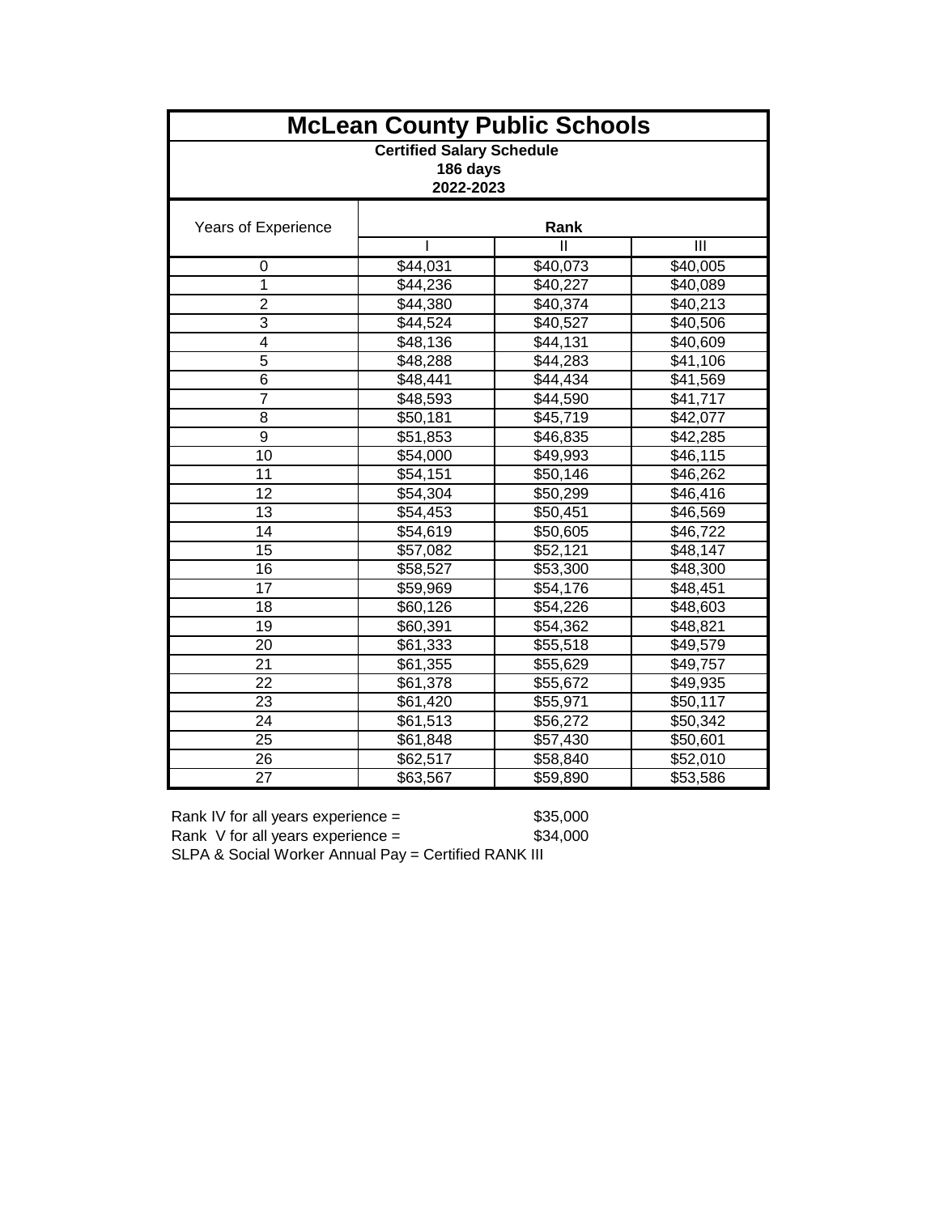# McLean County Public Schools

**Certified Salary Schedule**
**186 days**
**2022-2023**

| Years of Experience | Rank | | |
|---|---|---|---|
| | I | II | III |
| 0 | $44,031 | $40,073 | $40,005 |
| 1 | $44,236 | $40,227 | $40,089 |
| 2 | $44,380 | $40,374 | $40,213 |
| 3 | $44,524 | $40,527 | $40,506 |
| 4 | $48,136 | $44,131 | $40,609 |
| 5 | $48,288 | $44,283 | $41,106 |
| 6 | $48,441 | $44,434 | $41,569 |
| 7 | $48,593 | $44,590 | $41,717 |
| 8 | $50,181 | $45,719 | $42,077 |
| 9 | $51,853 | $46,835 | $42,285 |
| 10 | $54,000 | $49,993 | $46,115 |
| 11 | $54,151 | $50,146 | $46,262 |
| 12 | $54,304 | $50,299 | $46,416 |
| 13 | $54,453 | $50,451 | $46,569 |
| 14 | $54,619 | $50,605 | $46,722 |
| 15 | $57,082 | $52,121 | $48,147 |
| 16 | $58,527 | $53,300 | $48,300 |
| 17 | $59,969 | $54,176 | $48,451 |
| 18 | $60,126 | $54,226 | $48,603 |
| 19 | $60,391 | $54,362 | $48,821 |
| 20 | $61,333 | $55,518 | $49,579 |
| 21 | $61,355 | $55,629 | $49,757 |
| 22 | $61,378 | $55,672 | $49,935 |
| 23 | $61,420 | $55,971 | $50,117 |
| 24 | $61,513 | $56,272 | $50,342 |
| 25 | $61,848 | $57,430 | $50,601 |
| 26 | $62,517 | $58,840 | $52,010 |
| 27 | $63,567 | $59,890 | $53,586 |

Rank IV for all years experience = $35,000
Rank V for all years experience = $34,000
SLPA & Social Worker Annual Pay = Certified RANK III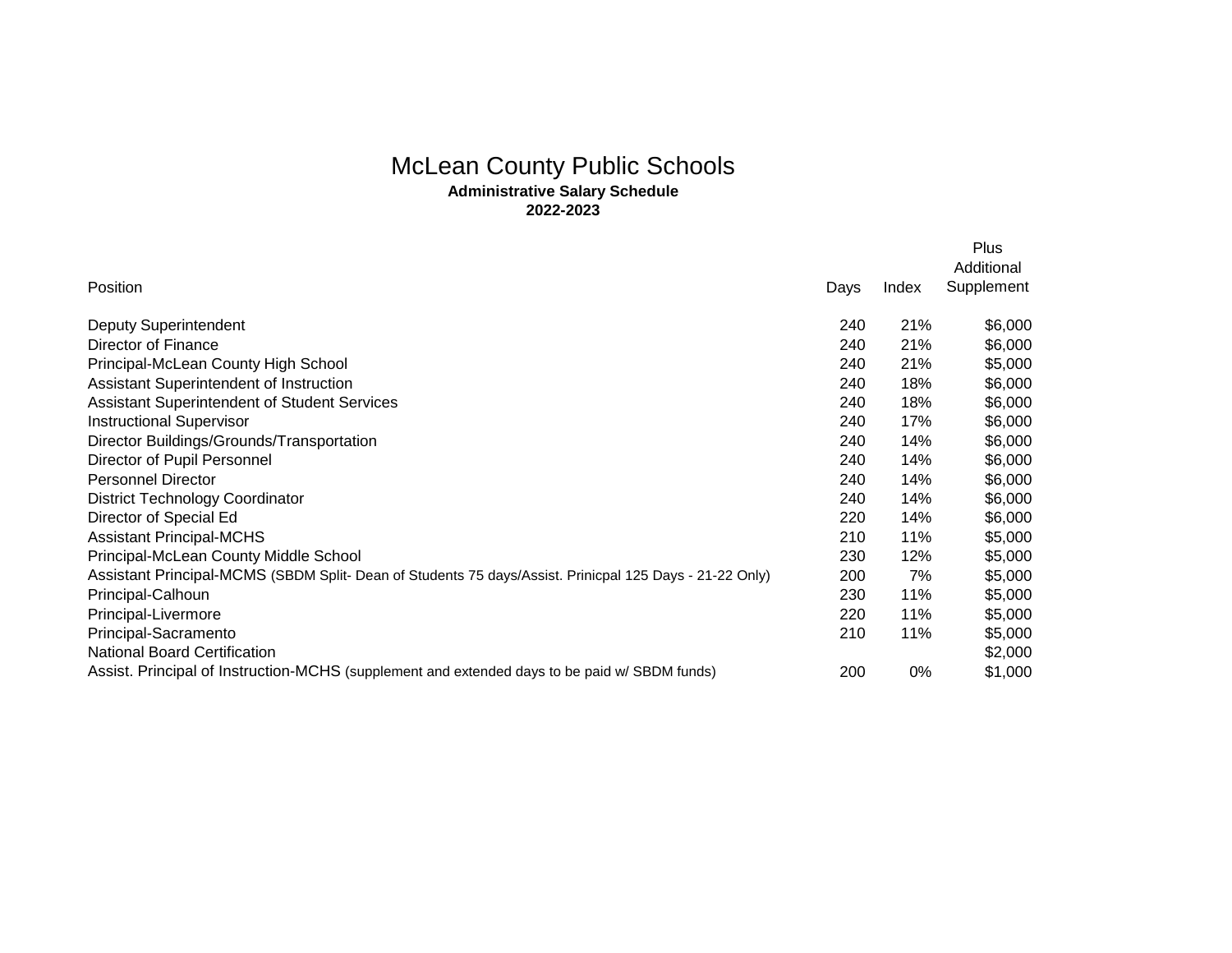# McLean County Public Schools

**Administrative Salary Schedule**

**2022-2023**

| Position | Days | Index | Plus Additional Supplement |
|---|---|---|---|
| Deputy Superintendent | 240 | 21% | $6,000 |
| Director of Finance | 240 | 21% | $6,000 |
| Principal-McLean County High School | 240 | 21% | $5,000 |
| Assistant Superintendent of Instruction | 240 | 18% | $6,000 |
| Assistant Superintendent of Student Services | 240 | 18% | $6,000 |
| Instructional Supervisor | 240 | 17% | $6,000 |
| Director Buildings/Grounds/Transportation | 240 | 14% | $6,000 |
| Director of Pupil Personnel | 240 | 14% | $6,000 |
| Personnel Director | 240 | 14% | $6,000 |
| District Technology Coordinator | 240 | 14% | $6,000 |
| Director of Special Ed | 220 | 14% | $6,000 |
| Assistant Principal-MCHS | 210 | 11% | $5,000 |
| Principal-McLean County Middle School | 230 | 12% | $5,000 |
| Assistant Principal-MCMS (SBDM Split- Dean of Students 75 days/Assist. Prinicpal 125 Days - 21-22 Only) | 200 | 7% | $5,000 |
| Principal-Calhoun | 230 | 11% | $5,000 |
| Principal-Livermore | 220 | 11% | $5,000 |
| Principal-Sacramento | 210 | 11% | $5,000 |
| National Board Certification | | | $2,000 |
| Assist. Principal of Instruction-MCHS (supplement and extended days to be paid w/ SBDM funds) | 200 | 0% | $1,000 |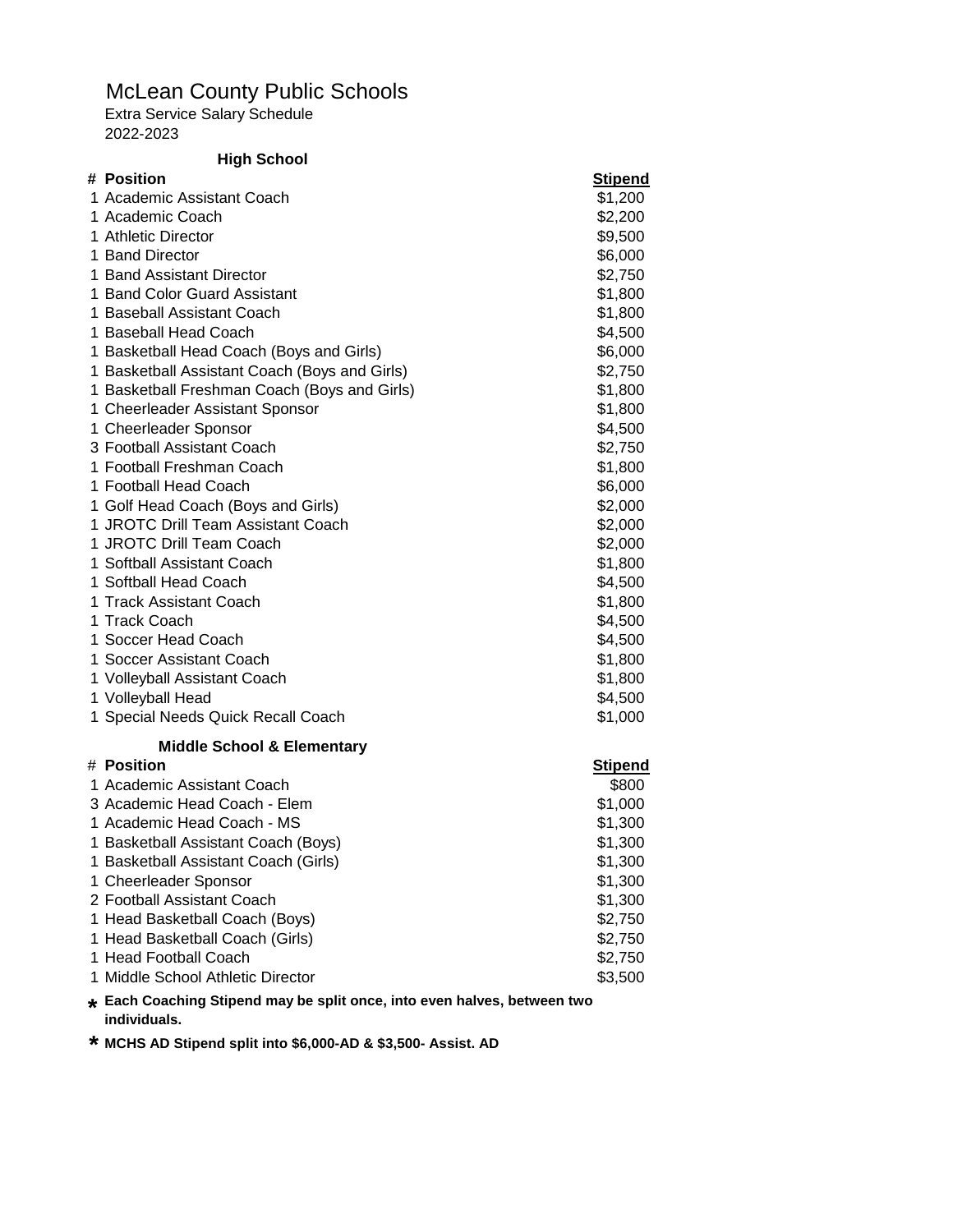# McLean County Public Schools

Extra Service Salary Schedule
2022-2023

### High School

| # | Position | Stipend |
|---|---|---|
| 1 | Academic Assistant Coach | $1,200 |
| 1 | Academic Coach | $2,200 |
| 1 | Athletic Director | $9,500 |
| 1 | Band Director | $6,000 |
| 1 | Band Assistant Director | $2,750 |
| 1 | Band Color Guard Assistant | $1,800 |
| 1 | Baseball Assistant Coach | $1,800 |
| 1 | Baseball Head Coach | $4,500 |
| 1 | Basketball Head Coach (Boys and Girls) | $6,000 |
| 1 | Basketball Assistant Coach (Boys and Girls) | $2,750 |
| 1 | Basketball Freshman Coach (Boys and Girls) | $1,800 |
| 1 | Cheerleader Assistant Sponsor | $1,800 |
| 1 | Cheerleader Sponsor | $4,500 |
| 3 | Football Assistant Coach | $2,750 |
| 1 | Football Freshman Coach | $1,800 |
| 1 | Football Head Coach | $6,000 |
| 1 | Golf Head Coach (Boys and Girls) | $2,000 |
| 1 | JROTC Drill Team Assistant Coach | $2,000 |
| 1 | JROTC Drill Team Coach | $2,000 |
| 1 | Softball Assistant Coach | $1,800 |
| 1 | Softball Head Coach | $4,500 |
| 1 | Track Assistant Coach | $1,800 |
| 1 | Track Coach | $4,500 |
| 1 | Soccer Head Coach | $4,500 |
| 1 | Soccer Assistant Coach | $1,800 |
| 1 | Volleyball Assistant Coach | $1,800 |
| 1 | Volleyball Head | $4,500 |
| 1 | Special Needs Quick Recall Coach | $1,000 |

### Middle School & Elementary

| # | Position | Stipend |
|---|---|---|
| 1 | Academic Assistant Coach | $800 |
| 3 | Academic Head Coach - Elem | $1,000 |
| 1 | Academic Head Coach - MS | $1,300 |
| 1 | Basketball Assistant Coach (Boys) | $1,300 |
| 1 | Basketball Assistant Coach (Girls) | $1,300 |
| 1 | Cheerleader Sponsor | $1,300 |
| 2 | Football Assistant Coach | $1,300 |
| 1 | Head Basketball Coach (Boys) | $2,750 |
| 1 | Head Basketball Coach (Girls) | $2,750 |
| 1 | Head Football Coach | $2,750 |
| 1 | Middle School Athletic Director | $3,500 |

**\* Each Coaching Stipend may be split once, into even halves, between two individuals.**

**\* MCHS AD Stipend split into $6,000-AD & $3,500- Assist. AD**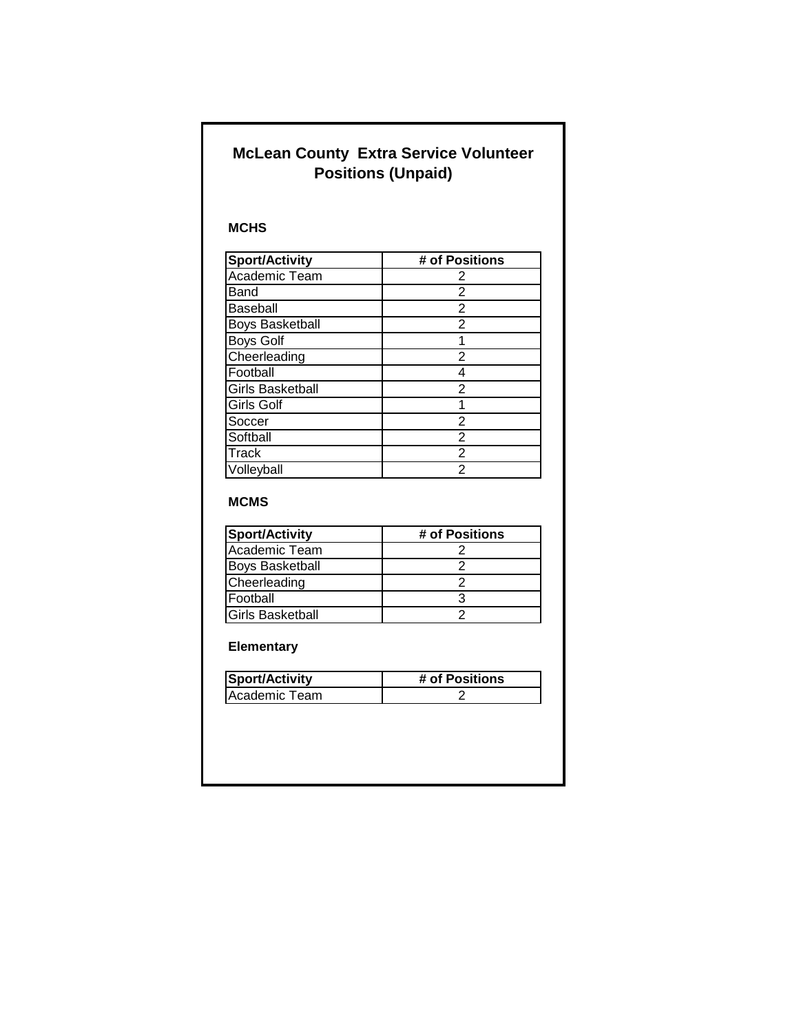# McLean County Extra Service Volunteer Positions (Unpaid)

## MCHS

| Sport/Activity | # of Positions |
|---|---|
| Academic Team | 2 |
| Band | 2 |
| Baseball | 2 |
| Boys Basketball | 2 |
| Boys Golf | 1 |
| Cheerleading | 2 |
| Football | 4 |
| Girls Basketball | 2 |
| Girls Golf | 1 |
| Soccer | 2 |
| Softball | 2 |
| Track | 2 |
| Volleyball | 2 |

## MCMS

| Sport/Activity | # of Positions |
|---|---|
| Academic Team | 2 |
| Boys Basketball | 2 |
| Cheerleading | 2 |
| Football | 3 |
| Girls Basketball | 2 |

## Elementary

| Sport/Activity | # of Positions |
|---|---|
| Academic Team | 2 |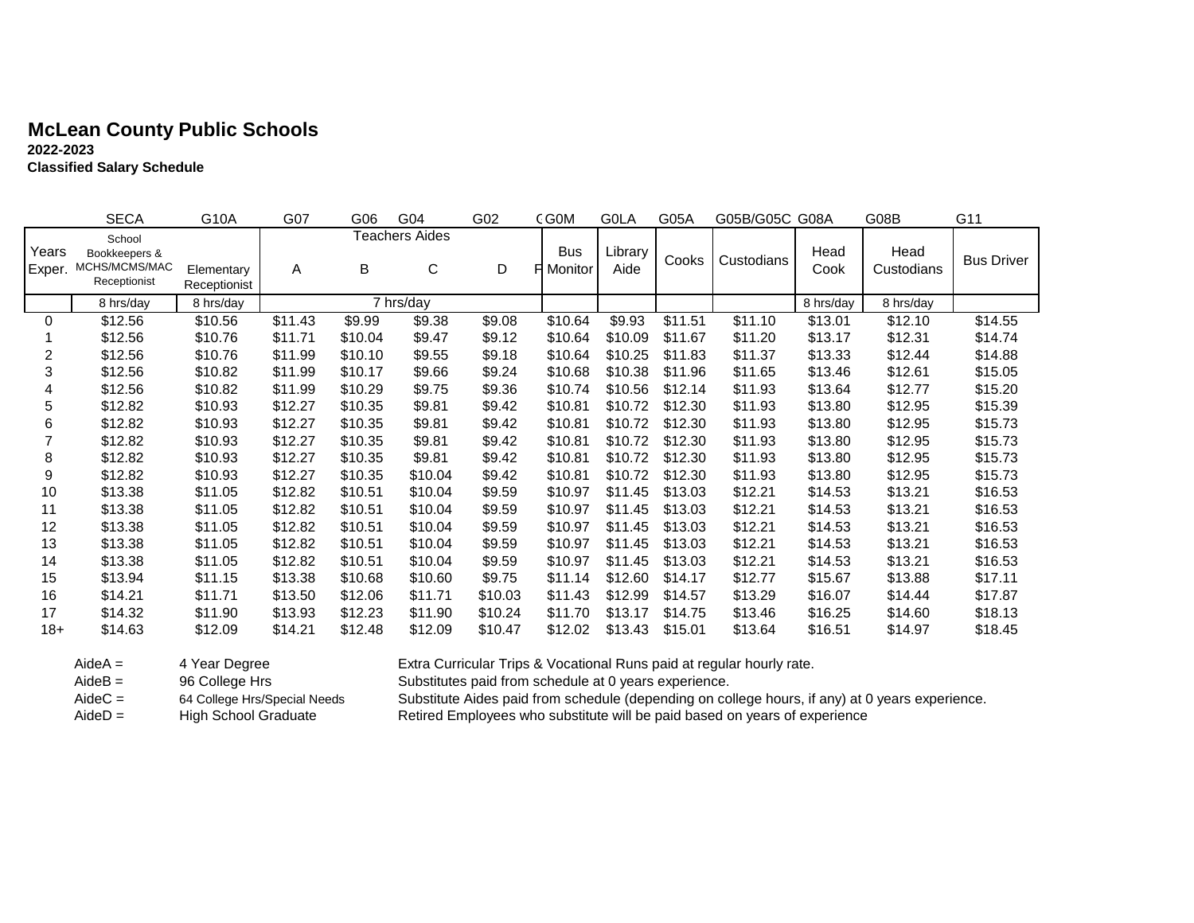## McLean County Public Schools

**2022-2023**

**Classified Salary Schedule**

| | SECA | G10A | G07 | G06 | G04 | G02 | G0M | G0LA | G05A | G05B/G05C | G08A | G08B | G11 |
|---|---|---|---|---|---|---|---|---|---|---|---|---|---|
| | | | Teachers Aides | | | | | | | | | | |
| Years Exper. | School Bookkeepers & MCHS/MCMS/MAC Receptionist | Elementary Receptionist | A | B | C | D | Bus Monitor | Library Aide | Cooks | Custodians | Head Cook | Head Custodians | Bus Driver |
| | 8 hrs/day | 8 hrs/day | 7 hrs/day | | | | | | | | 8 hrs/day | 8 hrs/day | |
| 0 | $12.56 | $10.56 | $11.43 | $9.99 | $9.38 | $9.08 | $10.64 | $9.93 | $11.51 | $11.10 | $13.01 | $12.10 | $14.55 |
| 1 | $12.56 | $10.76 | $11.71 | $10.04 | $9.47 | $9.12 | $10.64 | $10.09 | $11.67 | $11.20 | $13.17 | $12.31 | $14.74 |
| 2 | $12.56 | $10.76 | $11.99 | $10.10 | $9.55 | $9.18 | $10.64 | $10.25 | $11.83 | $11.37 | $13.33 | $12.44 | $14.88 |
| 3 | $12.56 | $10.82 | $11.99 | $10.17 | $9.66 | $9.24 | $10.68 | $10.38 | $11.96 | $11.65 | $13.46 | $12.61 | $15.05 |
| 4 | $12.56 | $10.82 | $11.99 | $10.29 | $9.75 | $9.36 | $10.74 | $10.56 | $12.14 | $11.93 | $13.64 | $12.77 | $15.20 |
| 5 | $12.82 | $10.93 | $12.27 | $10.35 | $9.81 | $9.42 | $10.81 | $10.72 | $12.30 | $11.93 | $13.80 | $12.95 | $15.39 |
| 6 | $12.82 | $10.93 | $12.27 | $10.35 | $9.81 | $9.42 | $10.81 | $10.72 | $12.30 | $11.93 | $13.80 | $12.95 | $15.73 |
| 7 | $12.82 | $10.93 | $12.27 | $10.35 | $9.81 | $9.42 | $10.81 | $10.72 | $12.30 | $11.93 | $13.80 | $12.95 | $15.73 |
| 8 | $12.82 | $10.93 | $12.27 | $10.35 | $9.81 | $9.42 | $10.81 | $10.72 | $12.30 | $11.93 | $13.80 | $12.95 | $15.73 |
| 9 | $12.82 | $10.93 | $12.27 | $10.35 | $10.04 | $9.42 | $10.81 | $10.72 | $12.30 | $11.93 | $13.80 | $12.95 | $15.73 |
| 10 | $13.38 | $11.05 | $12.82 | $10.51 | $10.04 | $9.59 | $10.97 | $11.45 | $13.03 | $12.21 | $14.53 | $13.21 | $16.53 |
| 11 | $13.38 | $11.05 | $12.82 | $10.51 | $10.04 | $9.59 | $10.97 | $11.45 | $13.03 | $12.21 | $14.53 | $13.21 | $16.53 |
| 12 | $13.38 | $11.05 | $12.82 | $10.51 | $10.04 | $9.59 | $10.97 | $11.45 | $13.03 | $12.21 | $14.53 | $13.21 | $16.53 |
| 13 | $13.38 | $11.05 | $12.82 | $10.51 | $10.04 | $9.59 | $10.97 | $11.45 | $13.03 | $12.21 | $14.53 | $13.21 | $16.53 |
| 14 | $13.38 | $11.05 | $12.82 | $10.51 | $10.04 | $9.59 | $10.97 | $11.45 | $13.03 | $12.21 | $14.53 | $13.21 | $16.53 |
| 15 | $13.94 | $11.15 | $13.38 | $10.68 | $10.60 | $9.75 | $11.14 | $12.60 | $14.17 | $12.77 | $15.67 | $13.88 | $17.11 |
| 16 | $14.21 | $11.71 | $13.50 | $12.06 | $11.71 | $10.03 | $11.43 | $12.99 | $14.57 | $13.29 | $16.07 | $14.44 | $17.87 |
| 17 | $14.32 | $11.90 | $13.93 | $12.23 | $11.90 | $10.24 | $11.70 | $13.17 | $14.75 | $13.46 | $16.25 | $14.60 | $18.13 |
| 18+ | $14.63 | $12.09 | $14.21 | $12.48 | $12.09 | $10.47 | $12.02 | $13.43 | $15.01 | $13.64 | $16.51 | $14.97 | $18.45 |

AideA = 4 Year Degree

AideB = 96 College Hrs

AideC = 64 College Hrs/Special Needs

AideD = High School Graduate

Extra Curricular Trips & Vocational Runs paid at regular hourly rate.

Substitutes paid from schedule at 0 years experience.

Substitute Aides paid from schedule (depending on college hours, if any) at 0 years experience.

Retired Employees who substitute will be paid based on years of experience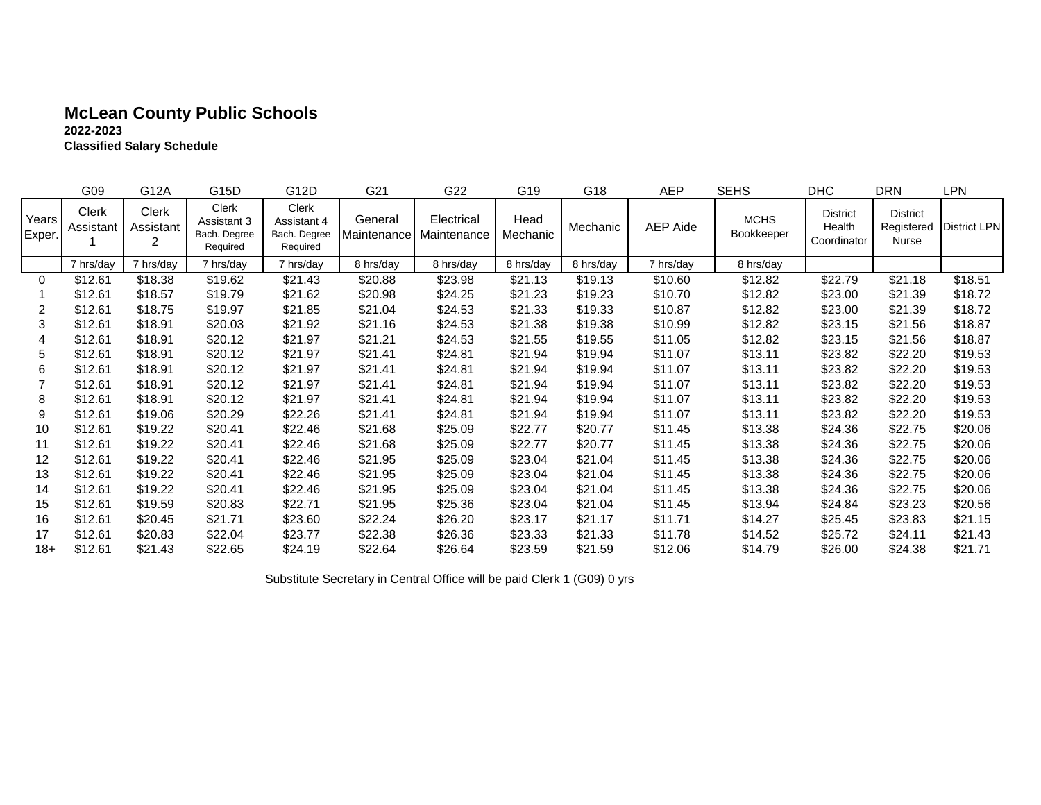## McLean County Public Schools

**2022-2023**

**Classified Salary Schedule**

| | G09 | G12A | G15D | G12D | G21 | G22 | G19 | G18 | AEP | SEHS | DHC | DRN | LPN |
|---|---|---|---|---|---|---|---|---|---|---|---|---|---|
| Years Exper. | Clerk Assistant 1 | Clerk Assistant 2 | Clerk Assistant 3 Bach. Degree Required | Clerk Assistant 4 Bach. Degree Required | General Maintenance | Electrical Maintenance | Head Mechanic | Mechanic | AEP Aide | MCHS Bookkeeper | District Health Coordinator | District Registered Nurse | District LPN |
| | 7 hrs/day | 7 hrs/day | 7 hrs/day | 7 hrs/day | 8 hrs/day | 8 hrs/day | 8 hrs/day | 8 hrs/day | 7 hrs/day | 8 hrs/day | | | |
| 0 | $12.61 | $18.38 | $19.62 | $21.43 | $20.88 | $23.98 | $21.13 | $19.13 | $10.60 | $12.82 | $22.79 | $21.18 | $18.51 |
| 1 | $12.61 | $18.57 | $19.79 | $21.62 | $20.98 | $24.25 | $21.23 | $19.23 | $10.70 | $12.82 | $23.00 | $21.39 | $18.72 |
| 2 | $12.61 | $18.75 | $19.97 | $21.85 | $21.04 | $24.53 | $21.33 | $19.33 | $10.87 | $12.82 | $23.00 | $21.39 | $18.72 |
| 3 | $12.61 | $18.91 | $20.03 | $21.92 | $21.16 | $24.53 | $21.38 | $19.38 | $10.99 | $12.82 | $23.15 | $21.56 | $18.87 |
| 4 | $12.61 | $18.91 | $20.12 | $21.97 | $21.21 | $24.53 | $21.55 | $19.55 | $11.05 | $12.82 | $23.15 | $21.56 | $18.87 |
| 5 | $12.61 | $18.91 | $20.12 | $21.97 | $21.41 | $24.81 | $21.94 | $19.94 | $11.07 | $13.11 | $23.82 | $22.20 | $19.53 |
| 6 | $12.61 | $18.91 | $20.12 | $21.97 | $21.41 | $24.81 | $21.94 | $19.94 | $11.07 | $13.11 | $23.82 | $22.20 | $19.53 |
| 7 | $12.61 | $18.91 | $20.12 | $21.97 | $21.41 | $24.81 | $21.94 | $19.94 | $11.07 | $13.11 | $23.82 | $22.20 | $19.53 |
| 8 | $12.61 | $18.91 | $20.12 | $21.97 | $21.41 | $24.81 | $21.94 | $19.94 | $11.07 | $13.11 | $23.82 | $22.20 | $19.53 |
| 9 | $12.61 | $19.06 | $20.29 | $22.26 | $21.41 | $24.81 | $21.94 | $19.94 | $11.07 | $13.11 | $23.82 | $22.20 | $19.53 |
| 10 | $12.61 | $19.22 | $20.41 | $22.46 | $21.68 | $25.09 | $22.77 | $20.77 | $11.45 | $13.38 | $24.36 | $22.75 | $20.06 |
| 11 | $12.61 | $19.22 | $20.41 | $22.46 | $21.68 | $25.09 | $22.77 | $20.77 | $11.45 | $13.38 | $24.36 | $22.75 | $20.06 |
| 12 | $12.61 | $19.22 | $20.41 | $22.46 | $21.95 | $25.09 | $23.04 | $21.04 | $11.45 | $13.38 | $24.36 | $22.75 | $20.06 |
| 13 | $12.61 | $19.22 | $20.41 | $22.46 | $21.95 | $25.09 | $23.04 | $21.04 | $11.45 | $13.38 | $24.36 | $22.75 | $20.06 |
| 14 | $12.61 | $19.22 | $20.41 | $22.46 | $21.95 | $25.09 | $23.04 | $21.04 | $11.45 | $13.38 | $24.36 | $22.75 | $20.06 |
| 15 | $12.61 | $19.59 | $20.83 | $22.71 | $21.95 | $25.36 | $23.04 | $21.04 | $11.45 | $13.94 | $24.84 | $23.23 | $20.56 |
| 16 | $12.61 | $20.45 | $21.71 | $23.60 | $22.24 | $26.20 | $23.17 | $21.17 | $11.71 | $14.27 | $25.45 | $23.83 | $21.15 |
| 17 | $12.61 | $20.83 | $22.04 | $23.77 | $22.38 | $26.36 | $23.33 | $21.33 | $11.78 | $14.52 | $25.72 | $24.11 | $21.43 |
| 18+ | $12.61 | $21.43 | $22.65 | $24.19 | $22.64 | $26.64 | $23.59 | $21.59 | $12.06 | $14.79 | $26.00 | $24.38 | $21.71 |

Substitute Secretary in Central Office will be paid Clerk 1 (G09) 0 yrs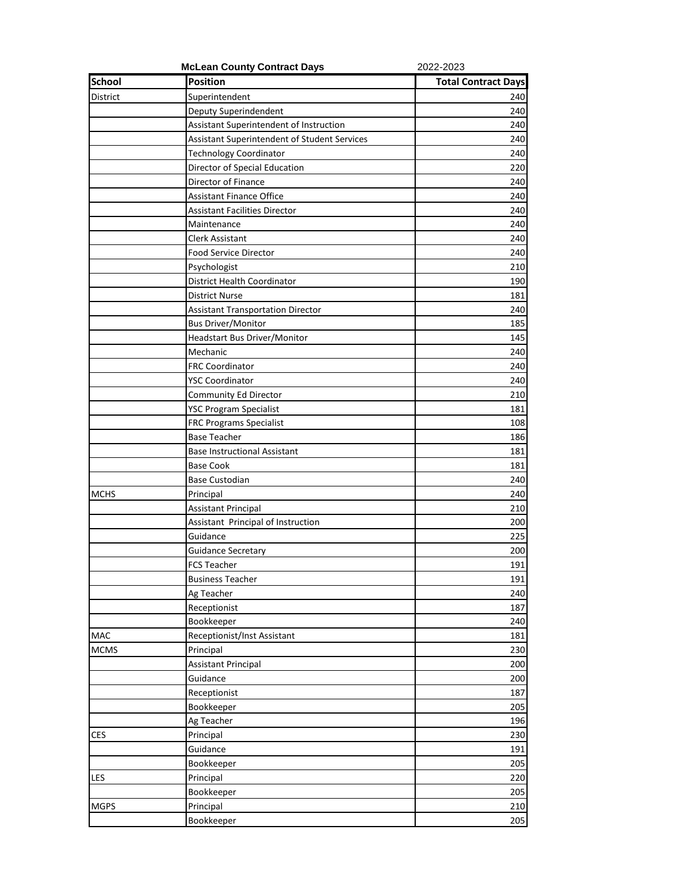**McLean County Contract Days** 2022-2023

| School | Position | Total Contract Days |
|---|---|---|
| District | Superintendent | 240 |
| | Deputy Superindendent | 240 |
| | Assistant Superintendent of Instruction | 240 |
| | Assistant Superintendent of Student Services | 240 |
| | Technology Coordinator | 240 |
| | Director of Special Education | 220 |
| | Director of Finance | 240 |
| | Assistant Finance Office | 240 |
| | Assistant Facilities Director | 240 |
| | Maintenance | 240 |
| | Clerk Assistant | 240 |
| | Food Service Director | 240 |
| | Psychologist | 210 |
| | District Health Coordinator | 190 |
| | District Nurse | 181 |
| | Assistant Transportation Director | 240 |
| | Bus Driver/Monitor | 185 |
| | Headstart Bus Driver/Monitor | 145 |
| | Mechanic | 240 |
| | FRC Coordinator | 240 |
| | YSC Coordinator | 240 |
| | Community Ed Director | 210 |
| | YSC Program Specialist | 181 |
| | FRC Programs Specialist | 108 |
| | Base Teacher | 186 |
| | Base Instructional Assistant | 181 |
| | Base Cook | 181 |
| | Base Custodian | 240 |
| MCHS | Principal | 240 |
| | Assistant Principal | 210 |
| | Assistant Principal of Instruction | 200 |
| | Guidance | 225 |
| | Guidance Secretary | 200 |
| | FCS Teacher | 191 |
| | Business Teacher | 191 |
| | Ag Teacher | 240 |
| | Receptionist | 187 |
| | Bookkeeper | 240 |
| MAC | Receptionist/Inst Assistant | 181 |
| MCMS | Principal | 230 |
| | Assistant Principal | 200 |
| | Guidance | 200 |
| | Receptionist | 187 |
| | Bookkeeper | 205 |
| | Ag Teacher | 196 |
| CES | Principal | 230 |
| | Guidance | 191 |
| | Bookkeeper | 205 |
| LES | Principal | 220 |
| | Bookkeeper | 205 |
| MGPS | Principal | 210 |
| | Bookkeeper | 205 |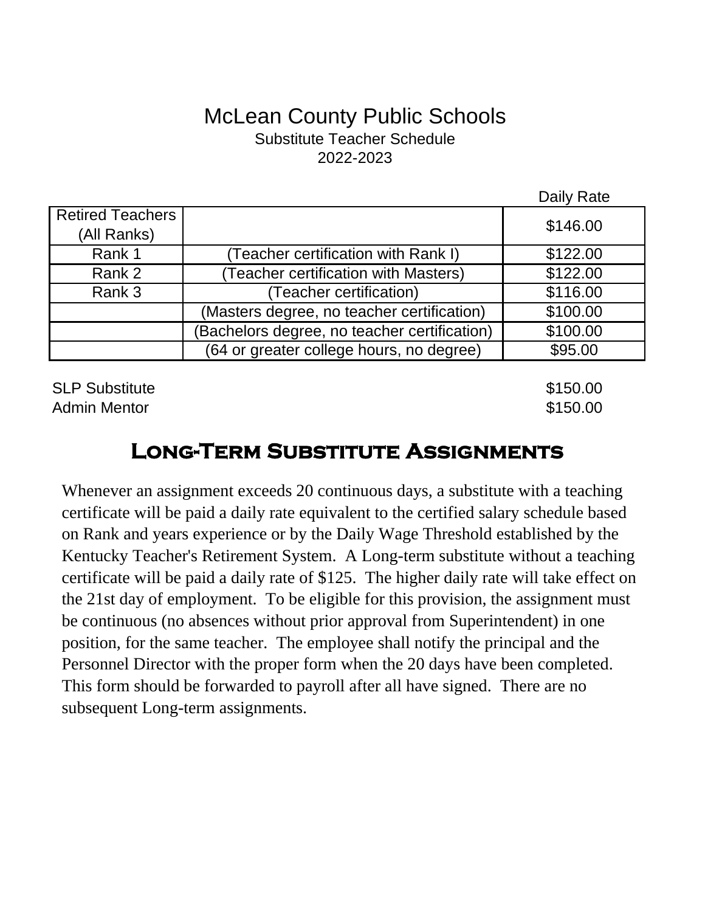# McLean County Public Schools

Substitute Teacher Schedule

2022-2023

| | | Daily Rate |
|---|---|---|
| Retired Teachers (All Ranks) | | $146.00 |
| Rank 1 | (Teacher certification with Rank I) | $122.00 |
| Rank 2 | (Teacher certification with Masters) | $122.00 |
| Rank 3 | (Teacher certification) | $116.00 |
| | (Masters degree, no teacher certification) | $100.00 |
| | (Bachelors degree, no teacher certification) | $100.00 |
| | (64 or greater college hours, no degree) | $95.00 |

| | |
|---|---|
| SLP Substitute | $150.00 |
| Admin Mentor | $150.00 |

## Long-Term Substitute Assignments

Whenever an assignment exceeds 20 continuous days, a substitute with a teaching certificate will be paid a daily rate equivalent to the certified salary schedule based on Rank and years experience or by the Daily Wage Threshold established by the Kentucky Teacher's Retirement System. A Long-term substitute without a teaching certificate will be paid a daily rate of $125. The higher daily rate will take effect on the 21st day of employment. To be eligible for this provision, the assignment must be continuous (no absences without prior approval from Superintendent) in one position, for the same teacher. The employee shall notify the principal and the Personnel Director with the proper form when the 20 days have been completed. This form should be forwarded to payroll after all have signed. There are no subsequent Long-term assignments.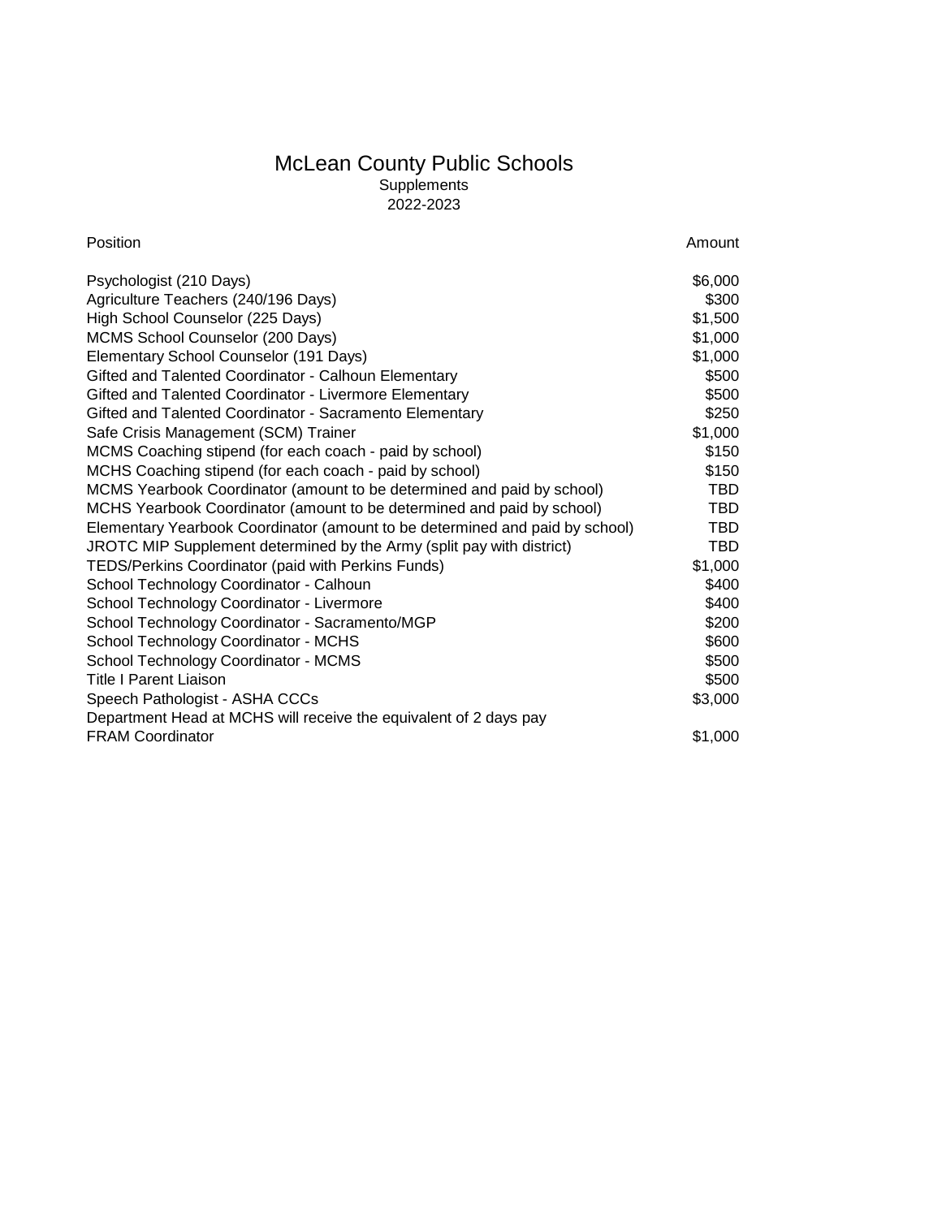# McLean County Public Schools

## Supplements

### 2022-2023

| Position | Amount |
|---|---|
| Psychologist (210 Days) | $6,000 |
| Agriculture Teachers (240/196 Days) | $300 |
| High School Counselor (225 Days) | $1,500 |
| MCMS School Counselor (200 Days) | $1,000 |
| Elementary School Counselor (191 Days) | $1,000 |
| Gifted and Talented Coordinator - Calhoun Elementary | $500 |
| Gifted and Talented Coordinator - Livermore Elementary | $500 |
| Gifted and Talented Coordinator - Sacramento Elementary | $250 |
| Safe Crisis Management (SCM) Trainer | $1,000 |
| MCMS Coaching stipend (for each coach - paid by school) | $150 |
| MCHS Coaching stipend (for each coach - paid by school) | $150 |
| MCMS Yearbook Coordinator (amount to be determined and paid by school) | TBD |
| MCHS Yearbook Coordinator (amount to be determined and paid by school) | TBD |
| Elementary Yearbook Coordinator (amount to be determined and paid by school) | TBD |
| JROTC MIP Supplement determined by the Army (split pay with district) | TBD |
| TEDS/Perkins Coordinator (paid with Perkins Funds) | $1,000 |
| School Technology Coordinator - Calhoun | $400 |
| School Technology Coordinator - Livermore | $400 |
| School Technology Coordinator - Sacramento/MGP | $200 |
| School Technology Coordinator - MCHS | $600 |
| School Technology Coordinator - MCMS | $500 |
| Title I Parent Liaison | $500 |
| Speech Pathologist - ASHA CCCs | $3,000 |
| Department Head at MCHS will receive the equivalent of 2 days pay | |
| FRAM Coordinator | $1,000 |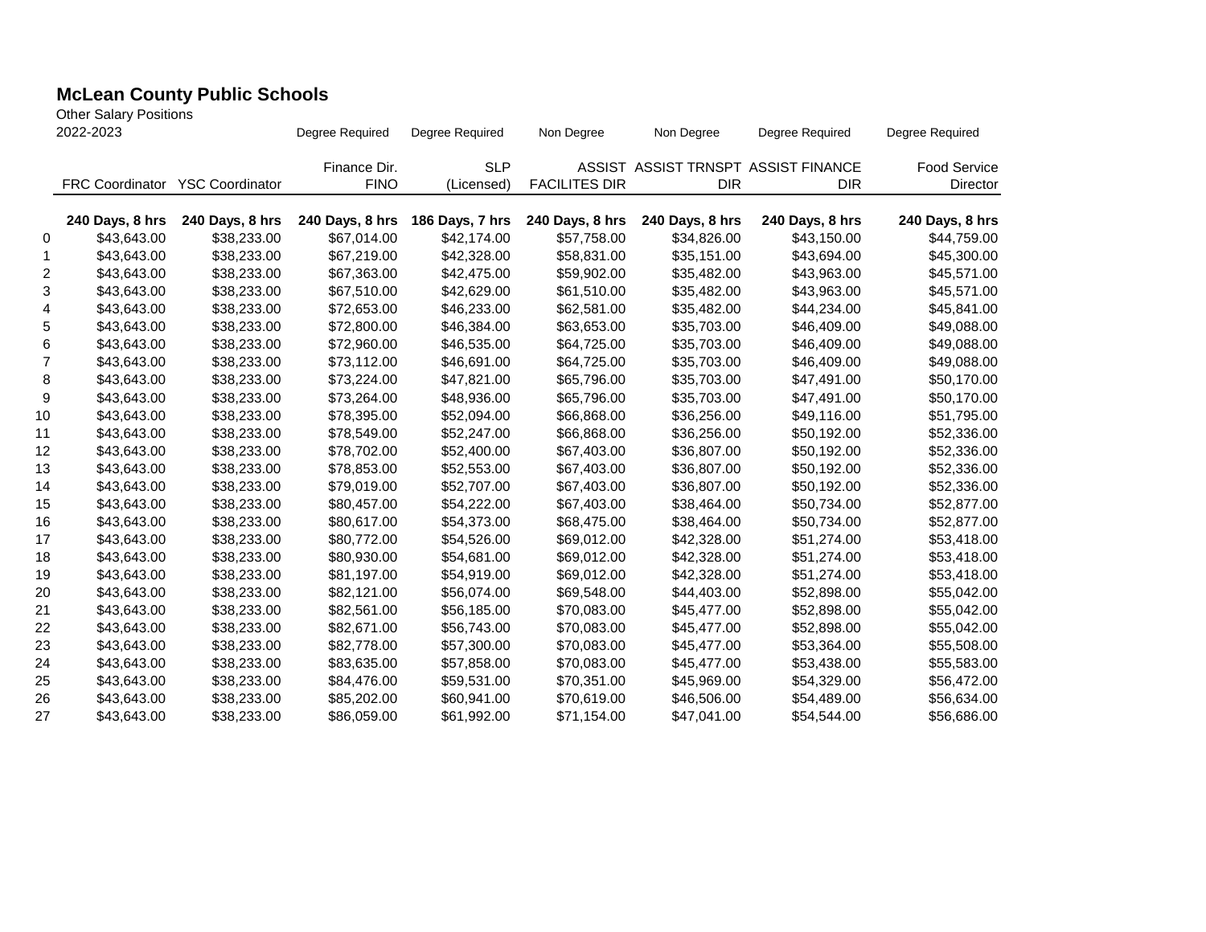# McLean County Public Schools

Other Salary Positions

2022-2023

| | FRC Coordinator | YSC Coordinator | Degree Required<br>Finance Dir.<br>FINO | Degree Required<br>SLP<br>(Licensed) | Non Degree<br>ASSIST<br>FACILITES DIR | Non Degree<br>ASSIST TRNSPT<br>DIR | Degree Required<br>ASSIST FINANCE<br>DIR | Degree Required<br>Food Service<br>Director |
|---|---|---|---|---|---|---|---|---|
| | **240 Days, 8 hrs** | **240 Days, 8 hrs** | **240 Days, 8 hrs** | **186 Days, 7 hrs** | **240 Days, 8 hrs** | **240 Days, 8 hrs** | **240 Days, 8 hrs** | **240 Days, 8 hrs** |
| 0 | $43,643.00 | $38,233.00 | $67,014.00 | $42,174.00 | $57,758.00 | $34,826.00 | $43,150.00 | $44,759.00 |
| 1 | $43,643.00 | $38,233.00 | $67,219.00 | $42,328.00 | $58,831.00 | $35,151.00 | $43,694.00 | $45,300.00 |
| 2 | $43,643.00 | $38,233.00 | $67,363.00 | $42,475.00 | $59,902.00 | $35,482.00 | $43,963.00 | $45,571.00 |
| 3 | $43,643.00 | $38,233.00 | $67,510.00 | $42,629.00 | $61,510.00 | $35,482.00 | $43,963.00 | $45,571.00 |
| 4 | $43,643.00 | $38,233.00 | $72,653.00 | $46,233.00 | $62,581.00 | $35,482.00 | $44,234.00 | $45,841.00 |
| 5 | $43,643.00 | $38,233.00 | $72,800.00 | $46,384.00 | $63,653.00 | $35,703.00 | $46,409.00 | $49,088.00 |
| 6 | $43,643.00 | $38,233.00 | $72,960.00 | $46,535.00 | $64,725.00 | $35,703.00 | $46,409.00 | $49,088.00 |
| 7 | $43,643.00 | $38,233.00 | $73,112.00 | $46,691.00 | $64,725.00 | $35,703.00 | $46,409.00 | $49,088.00 |
| 8 | $43,643.00 | $38,233.00 | $73,224.00 | $47,821.00 | $65,796.00 | $35,703.00 | $47,491.00 | $50,170.00 |
| 9 | $43,643.00 | $38,233.00 | $73,264.00 | $48,936.00 | $65,796.00 | $35,703.00 | $47,491.00 | $50,170.00 |
| 10 | $43,643.00 | $38,233.00 | $78,395.00 | $52,094.00 | $66,868.00 | $36,256.00 | $49,116.00 | $51,795.00 |
| 11 | $43,643.00 | $38,233.00 | $78,549.00 | $52,247.00 | $66,868.00 | $36,256.00 | $50,192.00 | $52,336.00 |
| 12 | $43,643.00 | $38,233.00 | $78,702.00 | $52,400.00 | $67,403.00 | $36,807.00 | $50,192.00 | $52,336.00 |
| 13 | $43,643.00 | $38,233.00 | $78,853.00 | $52,553.00 | $67,403.00 | $36,807.00 | $50,192.00 | $52,336.00 |
| 14 | $43,643.00 | $38,233.00 | $79,019.00 | $52,707.00 | $67,403.00 | $36,807.00 | $50,192.00 | $52,336.00 |
| 15 | $43,643.00 | $38,233.00 | $80,457.00 | $54,222.00 | $67,403.00 | $38,464.00 | $50,734.00 | $52,877.00 |
| 16 | $43,643.00 | $38,233.00 | $80,617.00 | $54,373.00 | $68,475.00 | $38,464.00 | $50,734.00 | $52,877.00 |
| 17 | $43,643.00 | $38,233.00 | $80,772.00 | $54,526.00 | $69,012.00 | $42,328.00 | $51,274.00 | $53,418.00 |
| 18 | $43,643.00 | $38,233.00 | $80,930.00 | $54,681.00 | $69,012.00 | $42,328.00 | $51,274.00 | $53,418.00 |
| 19 | $43,643.00 | $38,233.00 | $81,197.00 | $54,919.00 | $69,012.00 | $42,328.00 | $51,274.00 | $53,418.00 |
| 20 | $43,643.00 | $38,233.00 | $82,121.00 | $56,074.00 | $69,548.00 | $44,403.00 | $52,898.00 | $55,042.00 |
| 21 | $43,643.00 | $38,233.00 | $82,561.00 | $56,185.00 | $70,083.00 | $45,477.00 | $52,898.00 | $55,042.00 |
| 22 | $43,643.00 | $38,233.00 | $82,671.00 | $56,743.00 | $70,083.00 | $45,477.00 | $52,898.00 | $55,042.00 |
| 23 | $43,643.00 | $38,233.00 | $82,778.00 | $57,300.00 | $70,083.00 | $45,477.00 | $53,364.00 | $55,508.00 |
| 24 | $43,643.00 | $38,233.00 | $83,635.00 | $57,858.00 | $70,083.00 | $45,477.00 | $53,438.00 | $55,583.00 |
| 25 | $43,643.00 | $38,233.00 | $84,476.00 | $59,531.00 | $70,351.00 | $45,969.00 | $54,329.00 | $56,472.00 |
| 26 | $43,643.00 | $38,233.00 | $85,202.00 | $60,941.00 | $70,619.00 | $46,506.00 | $54,489.00 | $56,634.00 |
| 27 | $43,643.00 | $38,233.00 | $86,059.00 | $61,992.00 | $71,154.00 | $47,041.00 | $54,544.00 | $56,686.00 |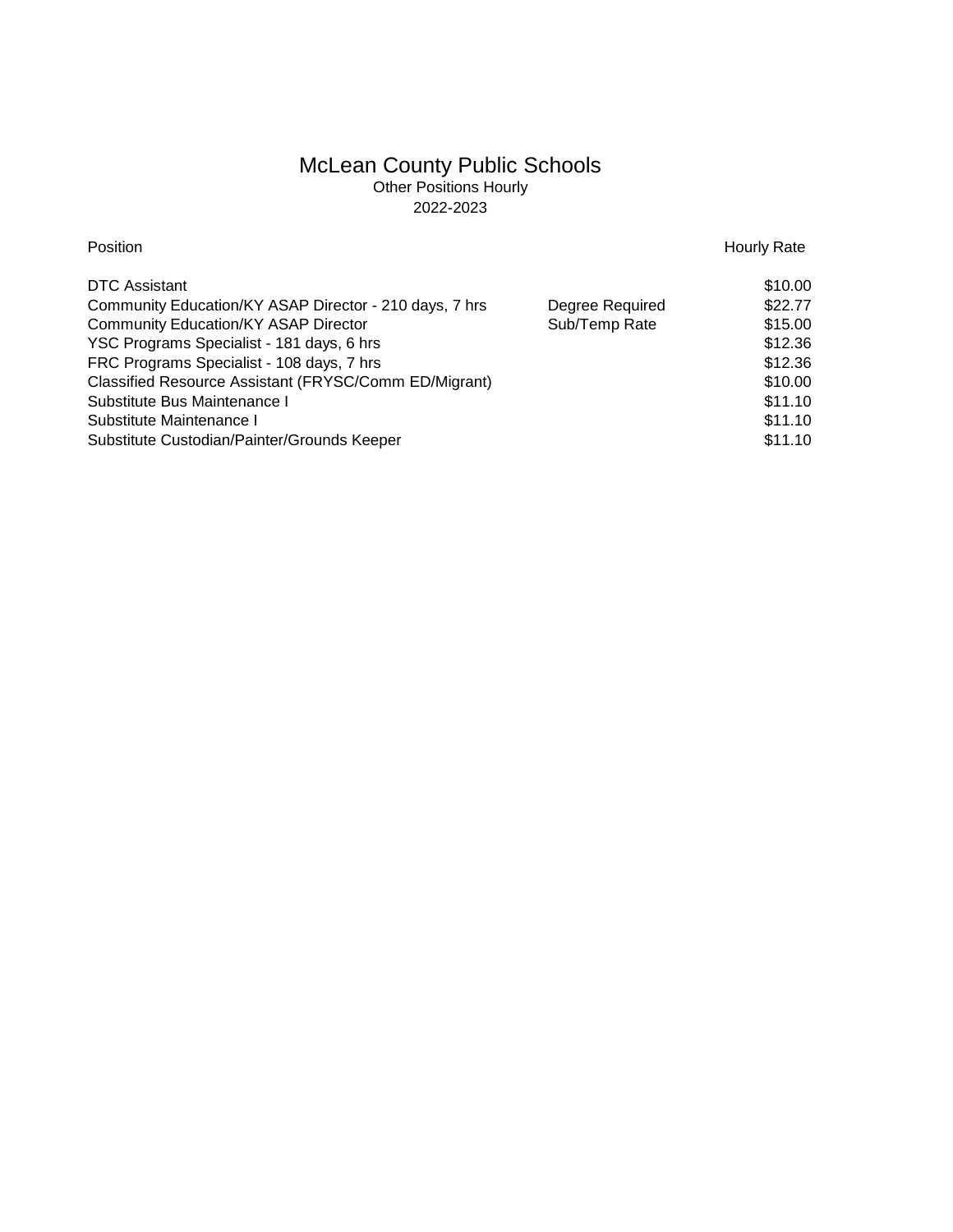# McLean County Public Schools

Other Positions Hourly

2022-2023

| Position | | Hourly Rate |
| --- | --- | --- |
| DTC Assistant | | $10.00 |
| Community Education/KY ASAP Director - 210 days, 7 hrs | Degree Required | $22.77 |
| Community Education/KY ASAP Director | Sub/Temp Rate | $15.00 |
| YSC Programs Specialist - 181 days, 6 hrs | | $12.36 |
| FRC Programs Specialist - 108 days, 7 hrs | | $12.36 |
| Classified Resource Assistant (FRYSC/Comm ED/Migrant) | | $10.00 |
| Substitute Bus Maintenance I | | $11.10 |
| Substitute Maintenance I | | $11.10 |
| Substitute Custodian/Painter/Grounds Keeper | | $11.10 |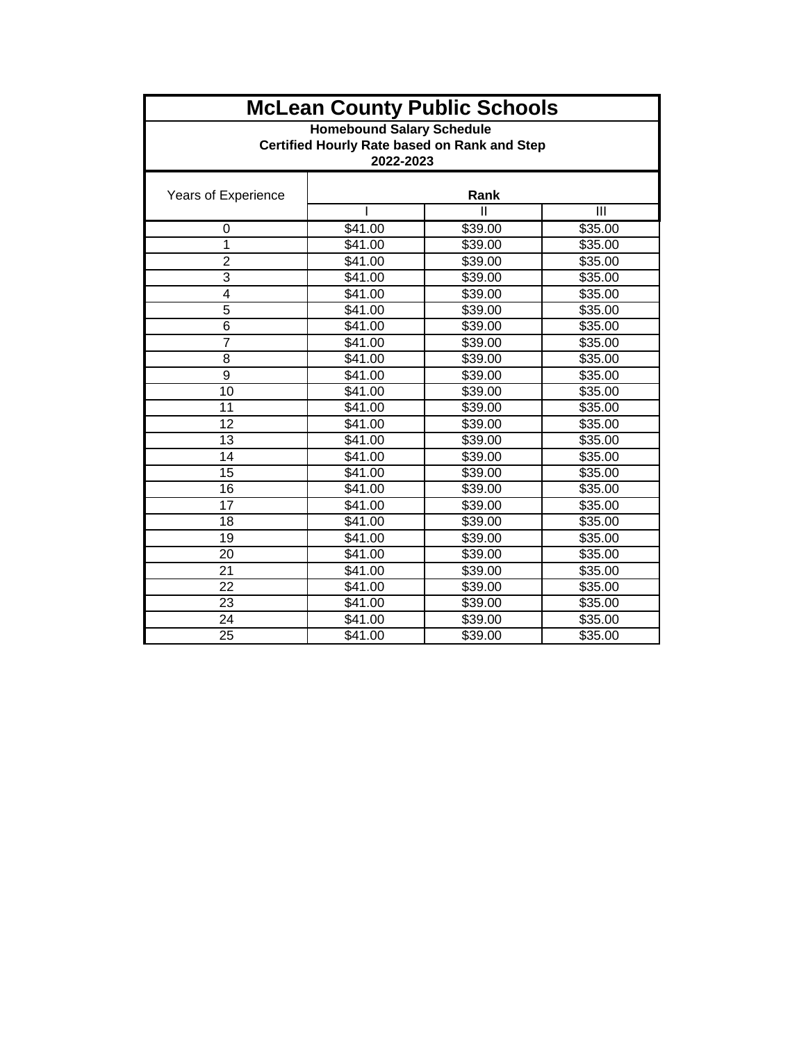# McLean County Public Schools

**Homebound Salary Schedule**
**Certified Hourly Rate based on Rank and Step**
**2022-2023**

| Years of Experience | Rank | | |
|---|---|---|---|
| | I | II | III |
| 0 | $41.00 | $39.00 | $35.00 |
| 1 | $41.00 | $39.00 | $35.00 |
| 2 | $41.00 | $39.00 | $35.00 |
| 3 | $41.00 | $39.00 | $35.00 |
| 4 | $41.00 | $39.00 | $35.00 |
| 5 | $41.00 | $39.00 | $35.00 |
| 6 | $41.00 | $39.00 | $35.00 |
| 7 | $41.00 | $39.00 | $35.00 |
| 8 | $41.00 | $39.00 | $35.00 |
| 9 | $41.00 | $39.00 | $35.00 |
| 10 | $41.00 | $39.00 | $35.00 |
| 11 | $41.00 | $39.00 | $35.00 |
| 12 | $41.00 | $39.00 | $35.00 |
| 13 | $41.00 | $39.00 | $35.00 |
| 14 | $41.00 | $39.00 | $35.00 |
| 15 | $41.00 | $39.00 | $35.00 |
| 16 | $41.00 | $39.00 | $35.00 |
| 17 | $41.00 | $39.00 | $35.00 |
| 18 | $41.00 | $39.00 | $35.00 |
| 19 | $41.00 | $39.00 | $35.00 |
| 20 | $41.00 | $39.00 | $35.00 |
| 21 | $41.00 | $39.00 | $35.00 |
| 22 | $41.00 | $39.00 | $35.00 |
| 23 | $41.00 | $39.00 | $35.00 |
| 24 | $41.00 | $39.00 | $35.00 |
| 25 | $41.00 | $39.00 | $35.00 |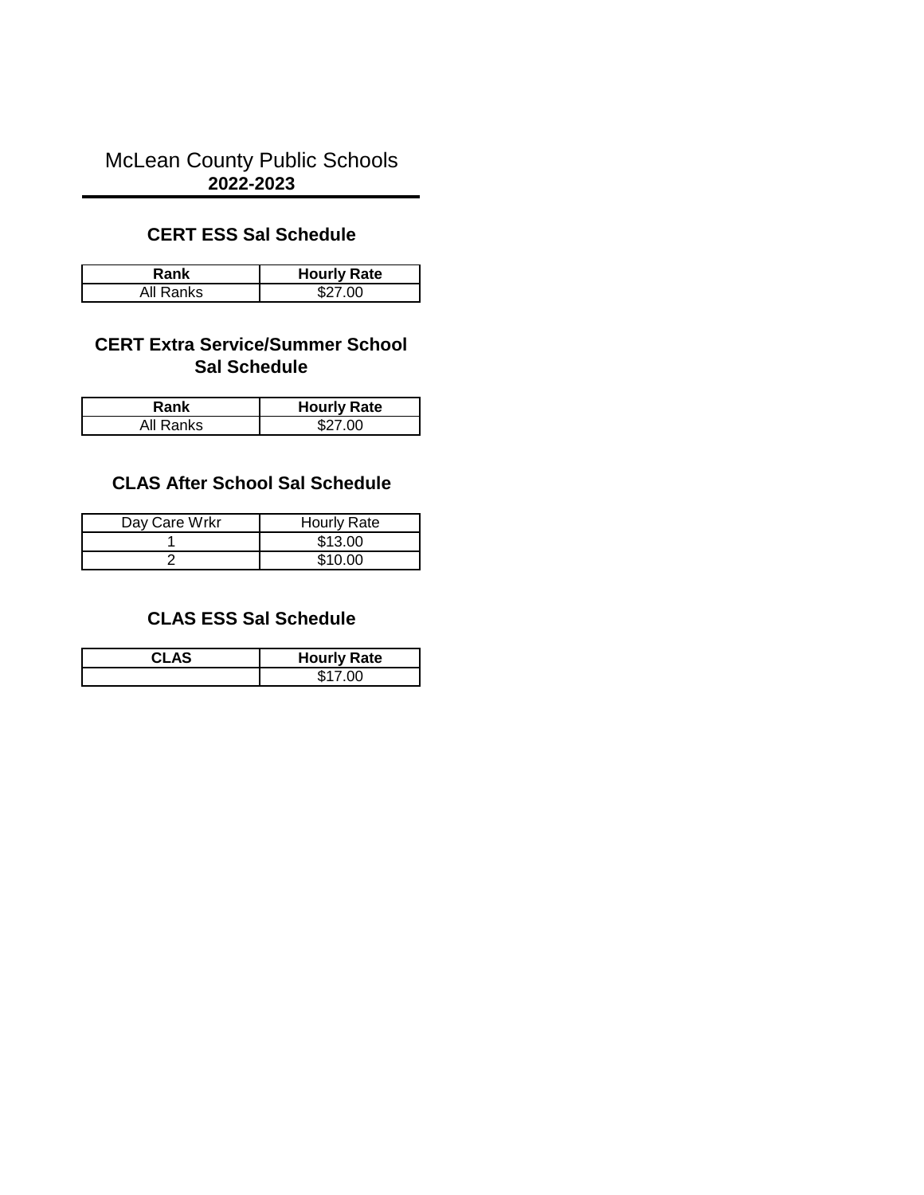# McLean County Public Schools
**2022-2023**

## CERT ESS Sal Schedule

| Rank | Hourly Rate |
|---|---|
| All Ranks | $27.00 |

## CERT Extra Service/Summer School Sal Schedule

| Rank | Hourly Rate |
|---|---|
| All Ranks | $27.00 |

## CLAS After School Sal Schedule

| Day Care Wrkr | Hourly Rate |
|---|---|
| 1 | $13.00 |
| 2 | $10.00 |

## CLAS ESS Sal Schedule

| CLAS | Hourly Rate |
|---|---|
| | $17.00 |